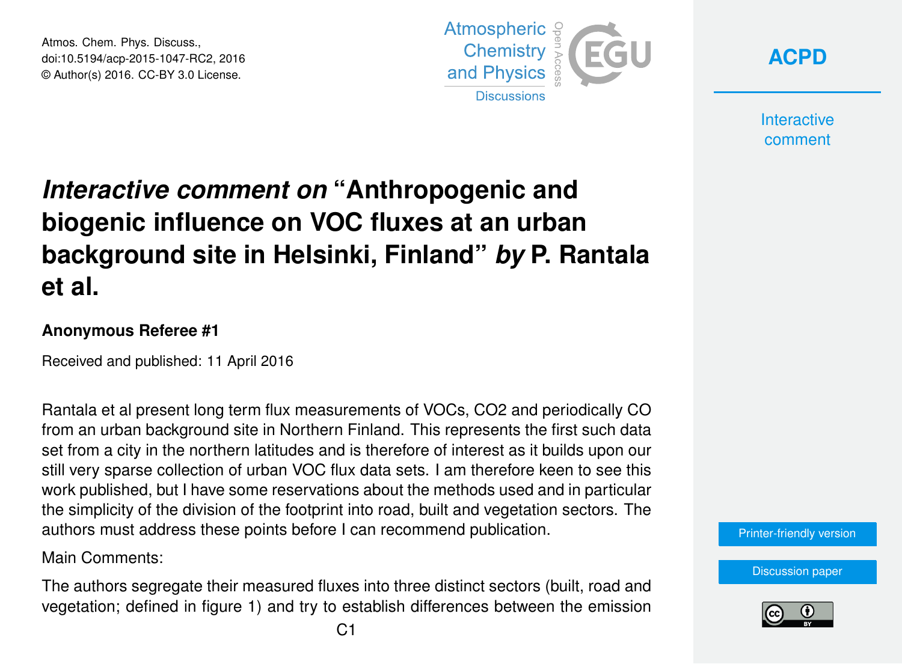# *Interactive comment on* "Anthropogenic and biogenic influence on VOC fluxes at an urban background site in Helsinki, Finland" *by* P. Rantala et al.

**Anonymous Referee #1**

Received and published: 11 April 2016

Rantala et al present long term flux measurements of VOCs, CO2 and periodically CO from an urban background site in Northern Finland. This represents the first such data set from a city in the northern latitudes and is therefore of interest as it builds upon our still very sparse collection of urban VOC flux data sets. I am therefore keen to see this work published, but I have some reservations about the methods used and in particular the simplicity of the division of the footprint into road, built and vegetation sectors. The authors must address these points before I can recommend publication.

Main Comments:

The authors segregate their measured fluxes into three distinct sectors (built, road and vegetation; defined in figure 1) and try to establish differences between the emission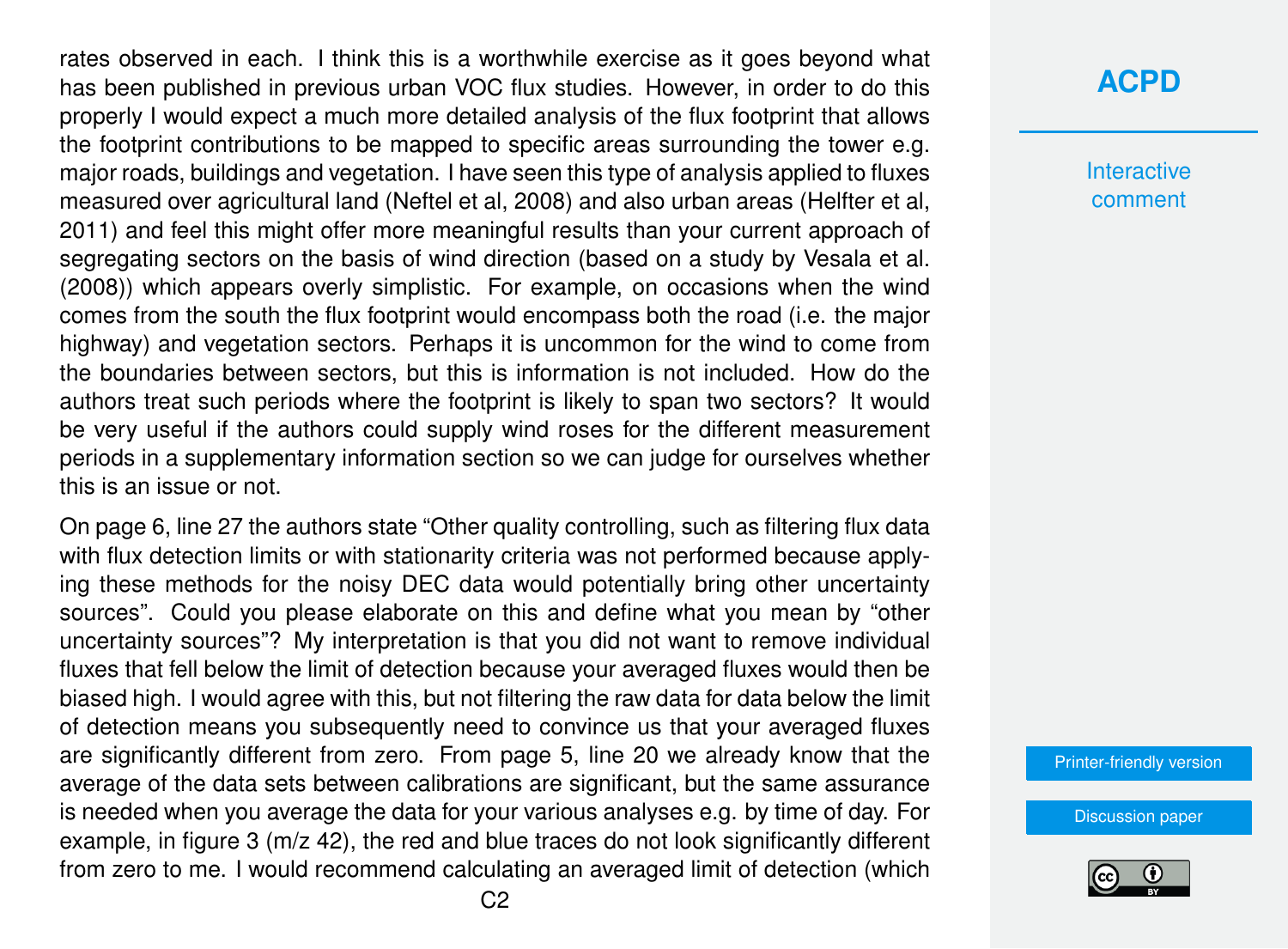rates observed in each. I think this is a worthwhile exercise as it goes beyond what has been published in previous urban VOC flux studies. However, in order to do this properly I would expect a much more detailed analysis of the flux footprint that allows the footprint contributions to be mapped to specific areas surrounding the tower e.g. major roads, buildings and vegetation. I have seen this type of analysis applied to fluxes measured over agricultural land (Neftel et al, 2008) and also urban areas (Helfter et al, 2011) and feel this might offer more meaningful results than your current approach of segregating sectors on the basis of wind direction (based on a study by Vesala et al. (2008)) which appears overly simplistic. For example, on occasions when the wind comes from the south the flux footprint would encompass both the road (i.e. the major highway) and vegetation sectors. Perhaps it is uncommon for the wind to come from the boundaries between sectors, but this is information is not included. How do the authors treat such periods where the footprint is likely to span two sectors? It would be very useful if the authors could supply wind roses for the different measurement periods in a supplementary information section so we can judge for ourselves whether this is an issue or not.

On page 6, line 27 the authors state "Other quality controlling, such as filtering flux data with flux detection limits or with stationarity criteria was not performed because applying these methods for the noisy DEC data would potentially bring other uncertainty sources". Could you please elaborate on this and define what you mean by "other uncertainty sources"? My interpretation is that you did not want to remove individual fluxes that fell below the limit of detection because your averaged fluxes would then be biased high. I would agree with this, but not filtering the raw data for data below the limit of detection means you subsequently need to convince us that your averaged fluxes are significantly different from zero. From page 5, line 20 we already know that the average of the data sets between calibrations are significant, but the same assurance is needed when you average the data for your various analyses e.g. by time of day. For example, in figure 3 (m/z 42), the red and blue traces do not look significantly different from zero to me. I would recommend calculating an averaged limit of detection (which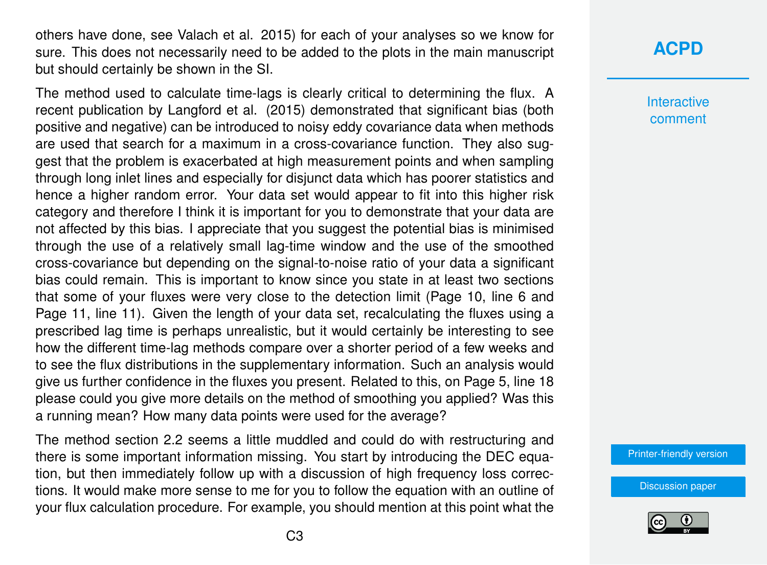others have done, see Valach et al. 2015) for each of your analyses so we know for sure. This does not necessarily need to be added to the plots in the main manuscript but should certainly be shown in the SI.

The method used to calculate time-lags is clearly critical to determining the flux. A recent publication by Langford et al. (2015) demonstrated that significant bias (both positive and negative) can be introduced to noisy eddy covariance data when methods are used that search for a maximum in a cross-covariance function. They also suggest that the problem is exacerbated at high measurement points and when sampling through long inlet lines and especially for disjunct data which has poorer statistics and hence a higher random error. Your data set would appear to fit into this higher risk category and therefore I think it is important for you to demonstrate that your data are not affected by this bias. I appreciate that you suggest the potential bias is minimised through the use of a relatively small lag-time window and the use of the smoothed cross-covariance but depending on the signal-to-noise ratio of your data a significant bias could remain. This is important to know since you state in at least two sections that some of your fluxes were very close to the detection limit (Page 10, line 6 and Page 11, line 11). Given the length of your data set, recalculating the fluxes using a prescribed lag time is perhaps unrealistic, but it would certainly be interesting to see how the different time-lag methods compare over a shorter period of a few weeks and to see the flux distributions in the supplementary information. Such an analysis would give us further confidence in the fluxes you present. Related to this, on Page 5, line 18 please could you give more details on the method of smoothing you applied? Was this a running mean? How many data points were used for the average?

The method section 2.2 seems a little muddled and could do with restructuring and there is some important information missing. You start by introducing the DEC equation, but then immediately follow up with a discussion of high frequency loss corrections. It would make more sense to me for you to follow the equation with an outline of your flux calculation procedure. For example, you should mention at this point what the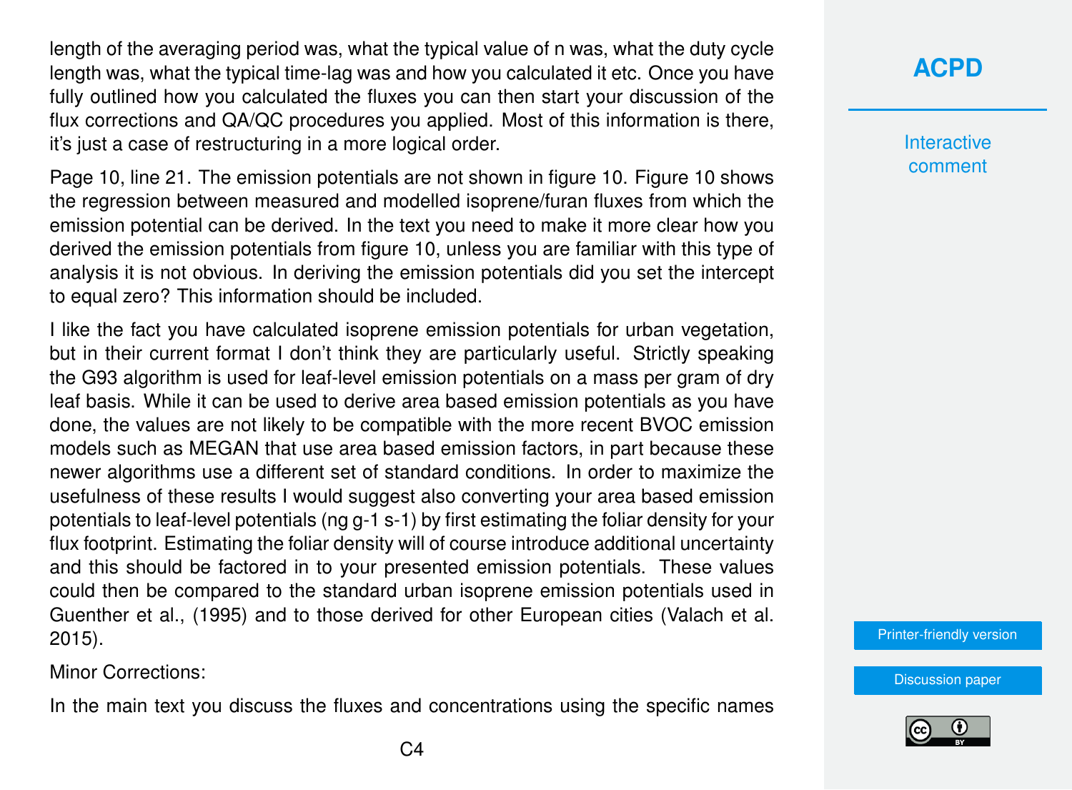length of the averaging period was, what the typical value of n was, what the duty cycle length was, what the typical time-lag was and how you calculated it etc. Once you have fully outlined how you calculated the fluxes you can then start your discussion of the flux corrections and QA/QC procedures you applied. Most of this information is there, it's just a case of restructuring in a more logical order.

Page 10, line 21. The emission potentials are not shown in figure 10. Figure 10 shows the regression between measured and modelled isoprene/furan fluxes from which the emission potential can be derived. In the text you need to make it more clear how you derived the emission potentials from figure 10, unless you are familiar with this type of analysis it is not obvious. In deriving the emission potentials did you set the intercept to equal zero? This information should be included.

I like the fact you have calculated isoprene emission potentials for urban vegetation, but in their current format I don't think they are particularly useful. Strictly speaking the G93 algorithm is used for leaf-level emission potentials on a mass per gram of dry leaf basis. While it can be used to derive area based emission potentials as you have done, the values are not likely to be compatible with the more recent BVOC emission models such as MEGAN that use area based emission factors, in part because these newer algorithms use a different set of standard conditions. In order to maximize the usefulness of these results I would suggest also converting your area based emission potentials to leaf-level potentials (ng $g^{-1}$ $s^{-1}$) by first estimating the foliar density for your flux footprint. Estimating the foliar density will of course introduce additional uncertainty and this should be factored in to your presented emission potentials. These values could then be compared to the standard urban isoprene emission potentials used in Guenther et al., (1995) and to those derived for other European cities (Valach et al. 2015).

Minor Corrections:

In the main text you discuss the fluxes and concentrations using the specific names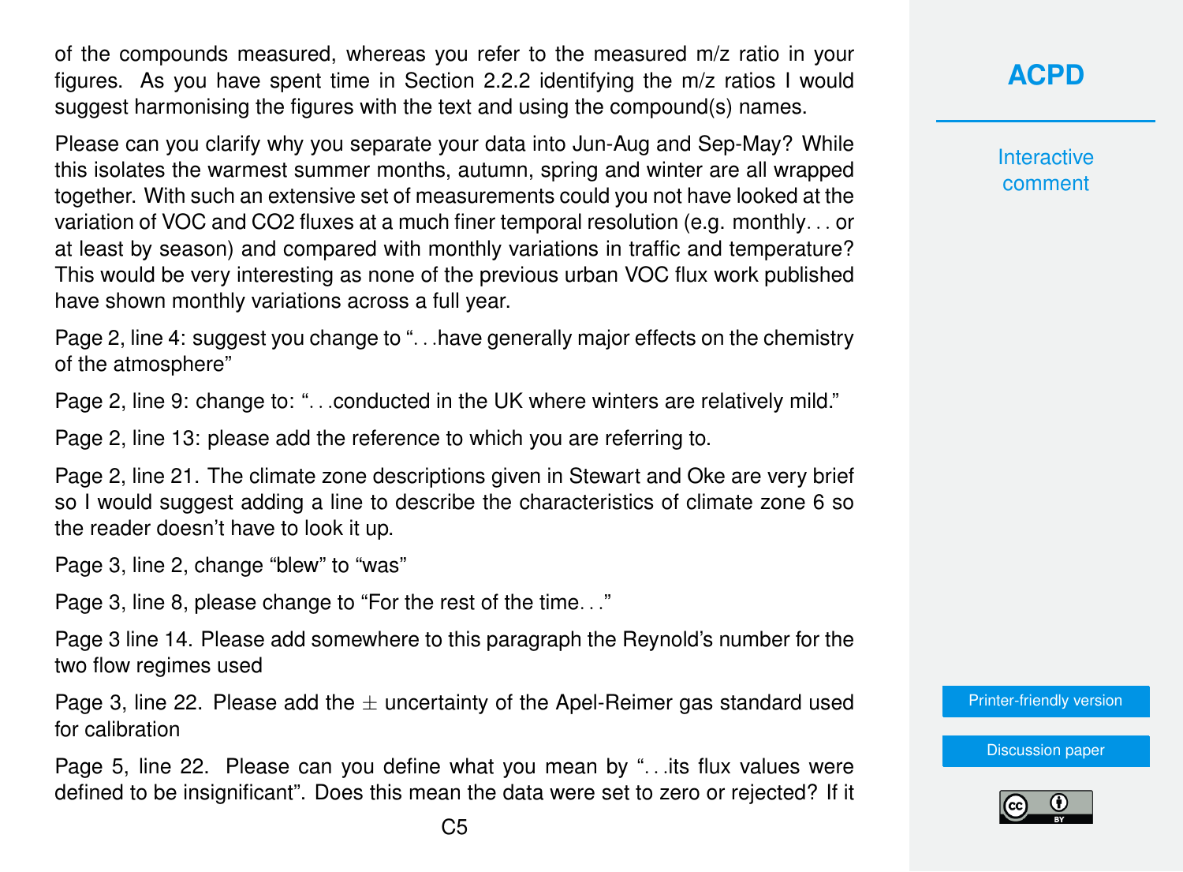of the compounds measured, whereas you refer to the measured m/z ratio in your figures. As you have spent time in Section 2.2.2 identifying the m/z ratios I would suggest harmonising the figures with the text and using the compound(s) names.

Please can you clarify why you separate your data into Jun-Aug and Sep-May? While this isolates the warmest summer months, autumn, spring and winter are all wrapped together. With such an extensive set of measurements could you not have looked at the variation of VOC and CO2 fluxes at a much finer temporal resolution (e.g. monthly. . . or at least by season) and compared with monthly variations in traffic and temperature? This would be very interesting as none of the previous urban VOC flux work published have shown monthly variations across a full year.

Page 2, line 4: suggest you change to ". . .have generally major effects on the chemistry of the atmosphere"

Page 2, line 9: change to: ". . .conducted in the UK where winters are relatively mild."

Page 2, line 13: please add the reference to which you are referring to.

Page 2, line 21. The climate zone descriptions given in Stewart and Oke are very brief so I would suggest adding a line to describe the characteristics of climate zone 6 so the reader doesn't have to look it up.

Page 3, line 2, change "blew" to "was"

Page 3, line 8, please change to "For the rest of the time. . ."

Page 3 line 14. Please add somewhere to this paragraph the Reynold's number for the two flow regimes used

Page 3, line 22. Please add the $\pm$ uncertainty of the Apel-Reimer gas standard used for calibration

Page 5, line 22. Please can you define what you mean by ". . .its flux values were defined to be insignificant". Does this mean the data were set to zero or rejected? If it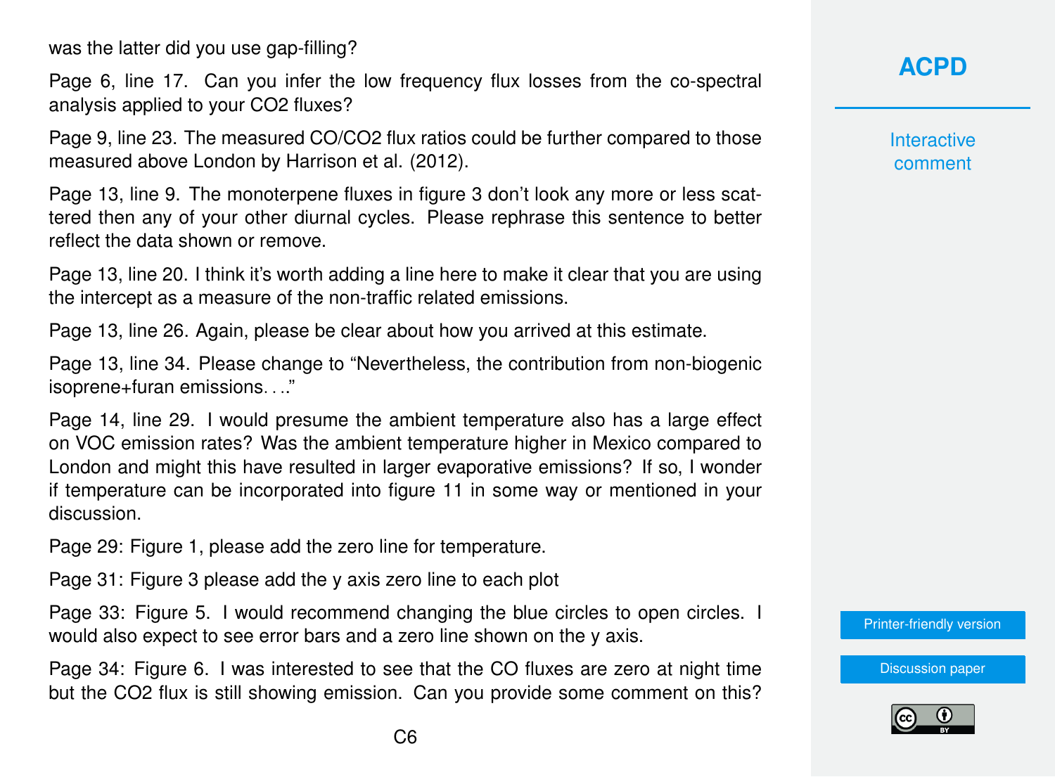was the latter did you use gap-filling?

Page 6, line 17. Can you infer the low frequency flux losses from the co-spectral analysis applied to your $CO_2$ fluxes?

Page 9, line 23. The measured $CO/CO_2$ flux ratios could be further compared to those measured above London by Harrison et al. (2012).

Page 13, line 9. The monoterpene fluxes in figure 3 don't look any more or less scattered then any of your other diurnal cycles. Please rephrase this sentence to better reflect the data shown or remove.

Page 13, line 20. I think it's worth adding a line here to make it clear that you are using the intercept as a measure of the non-traffic related emissions.

Page 13, line 26. Again, please be clear about how you arrived at this estimate.

Page 13, line 34. Please change to "Nevertheless, the contribution from non-biogenic isoprene+furan emissions. . .."

Page 14, line 29. I would presume the ambient temperature also has a large effect on VOC emission rates? Was the ambient temperature higher in Mexico compared to London and might this have resulted in larger evaporative emissions? If so, I wonder if temperature can be incorporated into figure 11 in some way or mentioned in your discussion.

Page 29: Figure 1, please add the zero line for temperature.

Page 31: Figure 3 please add the y axis zero line to each plot

Page 33: Figure 5. I would recommend changing the blue circles to open circles. I would also expect to see error bars and a zero line shown on the y axis.

Page 34: Figure 6. I was interested to see that the CO fluxes are zero at night time but the $CO_2$ flux is still showing emission. Can you provide some comment on this?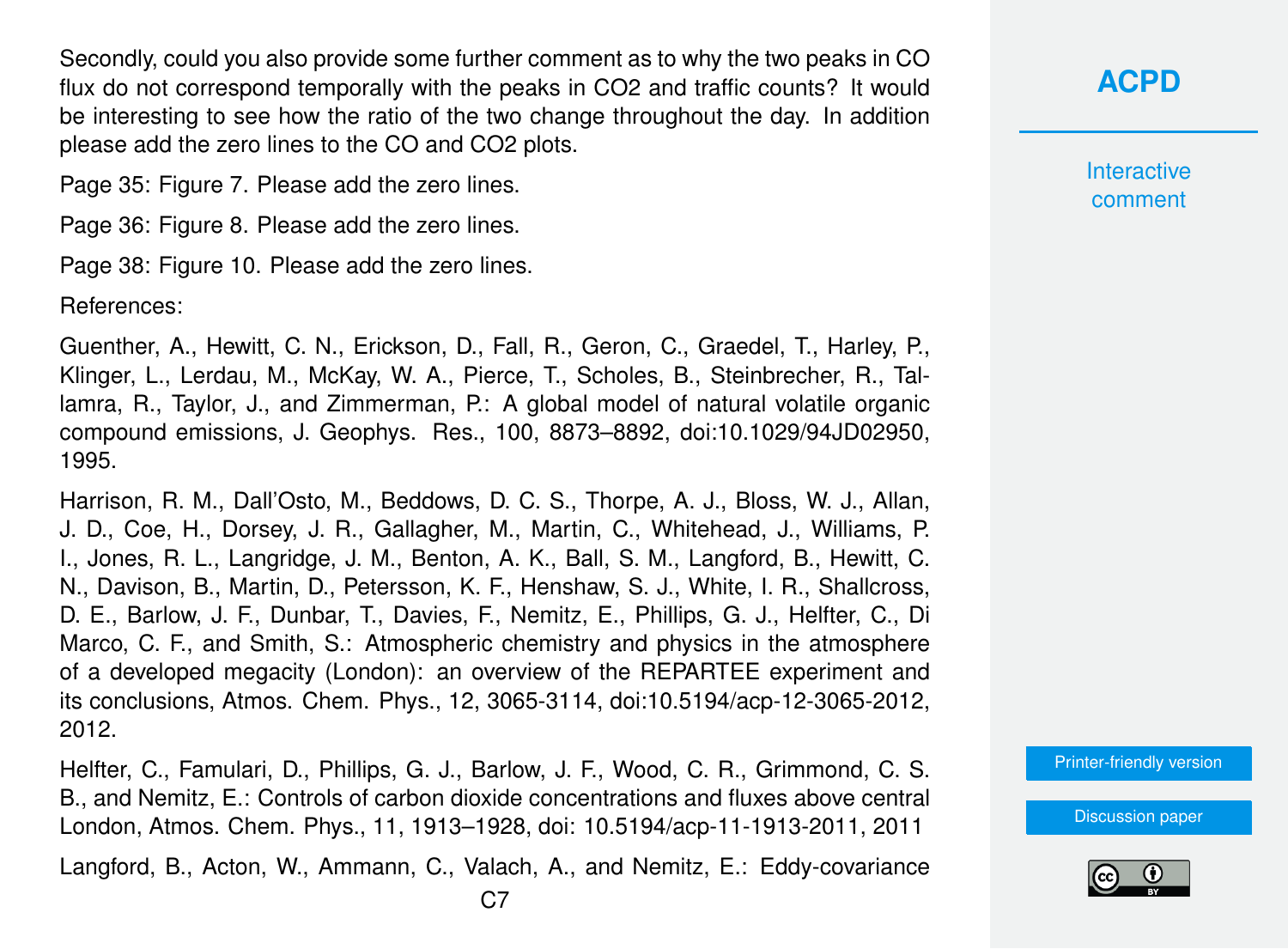Secondly, could you also provide some further comment as to why the two peaks in CO flux do not correspond temporally with the peaks in $CO_2$ and traffic counts? It would be interesting to see how the ratio of the two change throughout the day. In addition please add the zero lines to the CO and $CO_2$ plots.

Page 35: Figure 7. Please add the zero lines.

Page 36: Figure 8. Please add the zero lines.

Page 38: Figure 10. Please add the zero lines.

References:

Guenther, A., Hewitt, C. N., Erickson, D., Fall, R., Geron, C., Graedel, T., Harley, P., Klinger, L., Lerdau, M., McKay, W. A., Pierce, T., Scholes, B., Steinbrecher, R., Tallamra, R., Taylor, J., and Zimmerman, P.: A global model of natural volatile organic compound emissions, J. Geophys. Res., 100, 8873–8892, doi:10.1029/94JD02950, 1995.

Harrison, R. M., Dall'Osto, M., Beddows, D. C. S., Thorpe, A. J., Bloss, W. J., Allan, J. D., Coe, H., Dorsey, J. R., Gallagher, M., Martin, C., Whitehead, J., Williams, P. I., Jones, R. L., Langridge, J. M., Benton, A. K., Ball, S. M., Langford, B., Hewitt, C. N., Davison, B., Martin, D., Petersson, K. F., Henshaw, S. J., White, I. R., Shallcross, D. E., Barlow, J. F., Dunbar, T., Davies, F., Nemitz, E., Phillips, G. J., Helfter, C., Di Marco, C. F., and Smith, S.: Atmospheric chemistry and physics in the atmosphere of a developed megacity (London): an overview of the REPARTEE experiment and its conclusions, Atmos. Chem. Phys., 12, 3065-3114, doi:10.5194/acp-12-3065-2012, 2012.

Helfter, C., Famulari, D., Phillips, G. J., Barlow, J. F., Wood, C. R., Grimmond, C. S. B., and Nemitz, E.: Controls of carbon dioxide concentrations and fluxes above central London, Atmos. Chem. Phys., 11, 1913–1928, doi: 10.5194/acp-11-1913-2011, 2011

Langford, B., Acton, W., Ammann, C., Valach, A., and Nemitz, E.: Eddy-covariance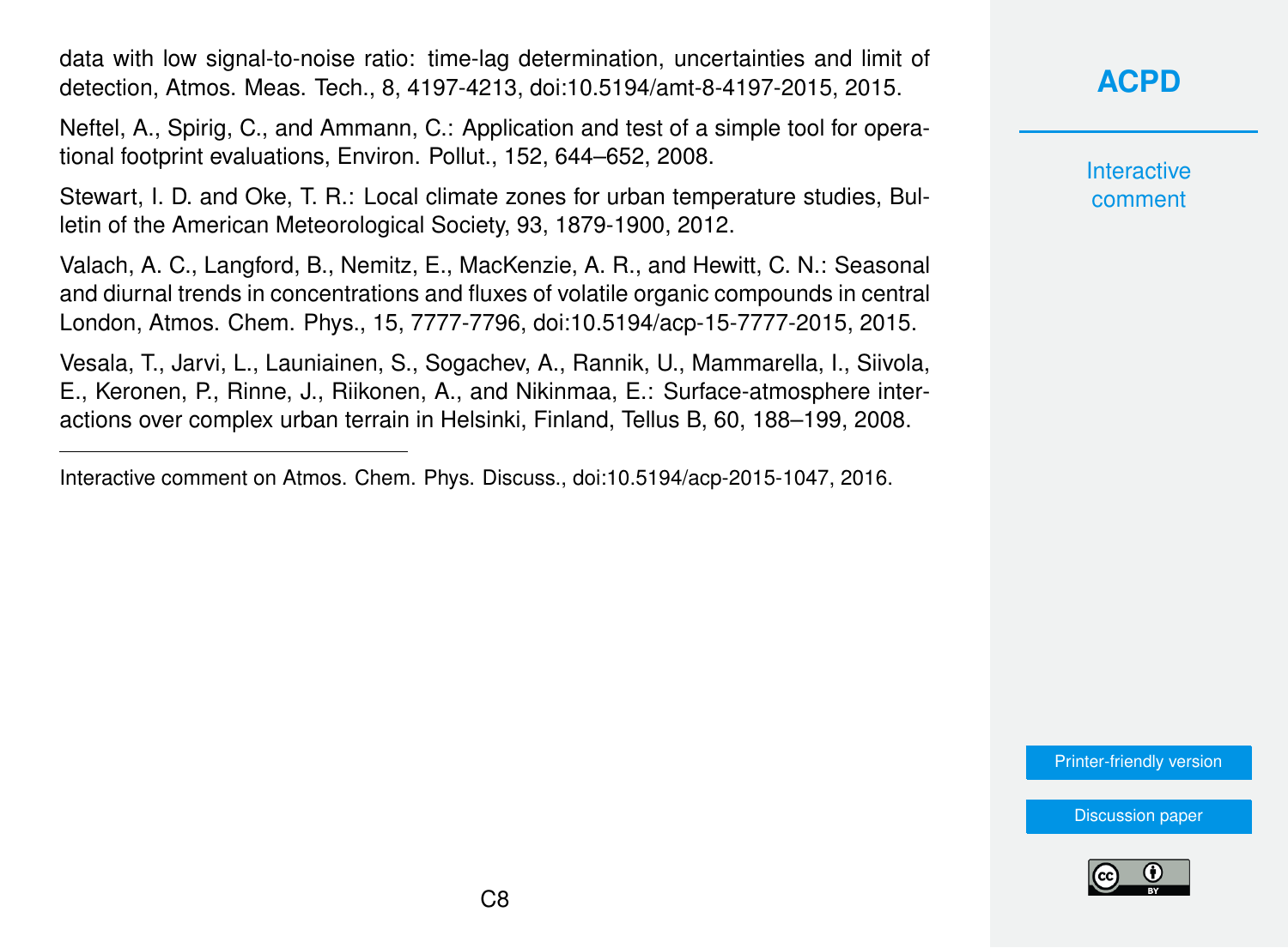data with low signal-to-noise ratio: time-lag determination, uncertainties and limit of detection, Atmos. Meas. Tech., 8, 4197-4213, doi:10.5194/amt-8-4197-2015, 2015.

Neftel, A., Spirig, C., and Ammann, C.: Application and test of a simple tool for operational footprint evaluations, Environ. Pollut., 152, 644–652, 2008.

Stewart, I. D. and Oke, T. R.: Local climate zones for urban temperature studies, Bulletin of the American Meteorological Society, 93, 1879-1900, 2012.

Valach, A. C., Langford, B., Nemitz, E., MacKenzie, A. R., and Hewitt, C. N.: Seasonal and diurnal trends in concentrations and fluxes of volatile organic compounds in central London, Atmos. Chem. Phys., 15, 7777-7796, doi:10.5194/acp-15-7777-2015, 2015.

Vesala, T., Jarvi, L., Launiainen, S., Sogachev, A., Rannik, U., Mammarella, I., Siivola, E., Keronen, P., Rinne, J., Riikonen, A., and Nikinmaa, E.: Surface-atmosphere interactions over complex urban terrain in Helsinki, Finland, Tellus B, 60, 188–199, 2008.

---

Interactive comment on Atmos. Chem. Phys. Discuss., doi:10.5194/acp-2015-1047, 2016.